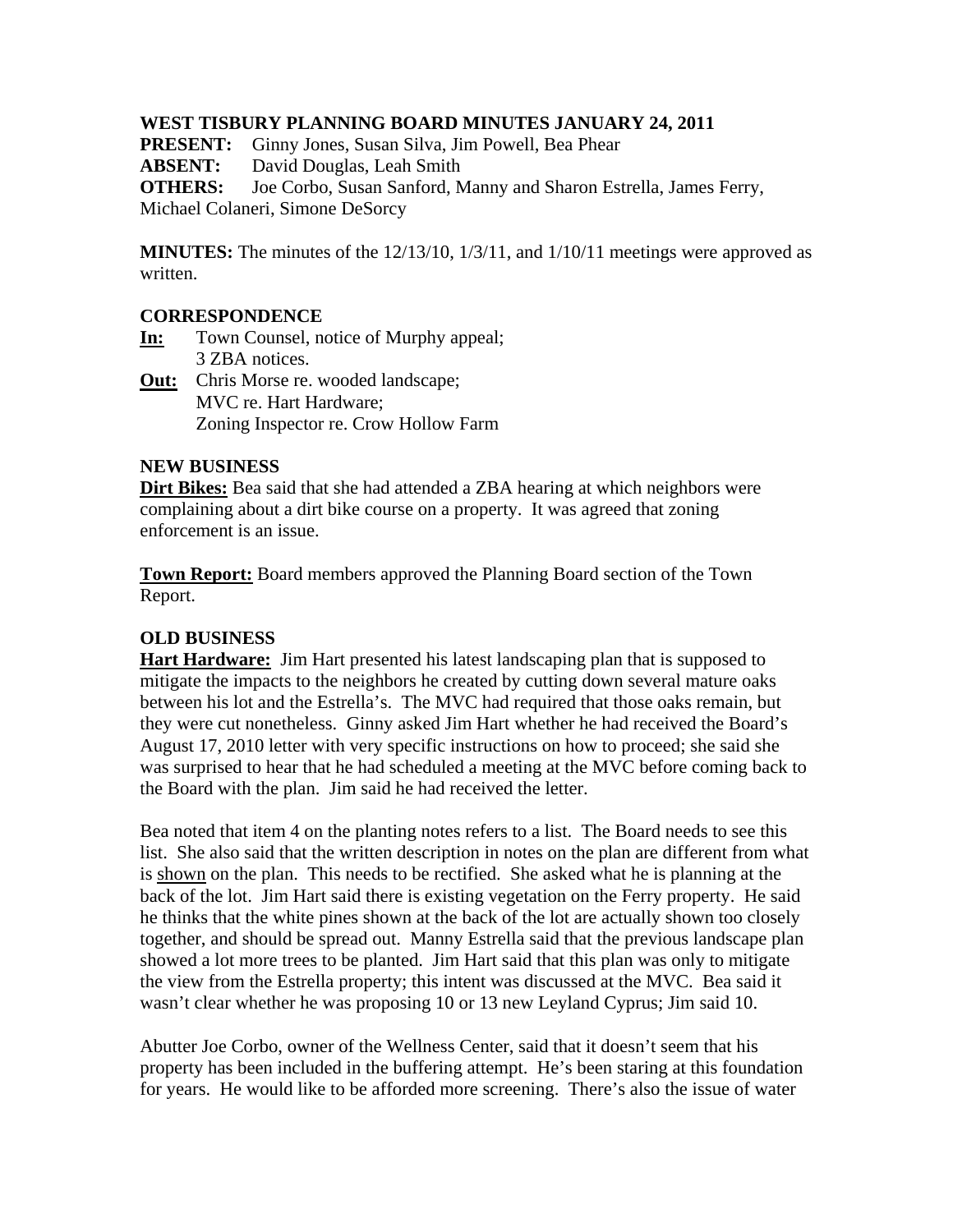**WEST TISBURY PLANNING BOARD MINUTES JANUARY 24, 2011**

**PRESENT:** Ginny Jones, Susan Silva, Jim Powell, Bea Phear
**ABSENT:** David Douglas, Leah Smith
**OTHERS:** Joe Corbo, Susan Sanford, Manny and Sharon Estrella, James Ferry, Michael Colaneri, Simone DeSorcy

**MINUTES:** The minutes of the 12/13/10, 1/3/11, and 1/10/11 meetings were approved as written.

**CORRESPONDENCE**

**In:** Town Counsel, notice of Murphy appeal;
3 ZBA notices.

**Out:** Chris Morse re. wooded landscape;
MVC re. Hart Hardware;
Zoning Inspector re. Crow Hollow Farm

**NEW BUSINESS**

**Dirt Bikes:** Bea said that she had attended a ZBA hearing at which neighbors were complaining about a dirt bike course on a property. It was agreed that zoning enforcement is an issue.

**Town Report:** Board members approved the Planning Board section of the Town Report.

**OLD BUSINESS**

**Hart Hardware:** Jim Hart presented his latest landscaping plan that is supposed to mitigate the impacts to the neighbors he created by cutting down several mature oaks between his lot and the Estrella's. The MVC had required that those oaks remain, but they were cut nonetheless. Ginny asked Jim Hart whether he had received the Board's August 17, 2010 letter with very specific instructions on how to proceed; she said she was surprised to hear that he had scheduled a meeting at the MVC before coming back to the Board with the plan. Jim said he had received the letter.

Bea noted that item 4 on the planting notes refers to a list. The Board needs to see this list. She also said that the written description in notes on the plan are different from what is <u>shown</u> on the plan. This needs to be rectified. She asked what he is planning at the back of the lot. Jim Hart said there is existing vegetation on the Ferry property. He said he thinks that the white pines shown at the back of the lot are actually shown too closely together, and should be spread out. Manny Estrella said that the previous landscape plan showed a lot more trees to be planted. Jim Hart said that this plan was only to mitigate the view from the Estrella property; this intent was discussed at the MVC. Bea said it wasn't clear whether he was proposing 10 or 13 new Leyland Cyprus; Jim said 10.

Abutter Joe Corbo, owner of the Wellness Center, said that it doesn't seem that his property has been included in the buffering attempt. He's been staring at this foundation for years. He would like to be afforded more screening. There's also the issue of water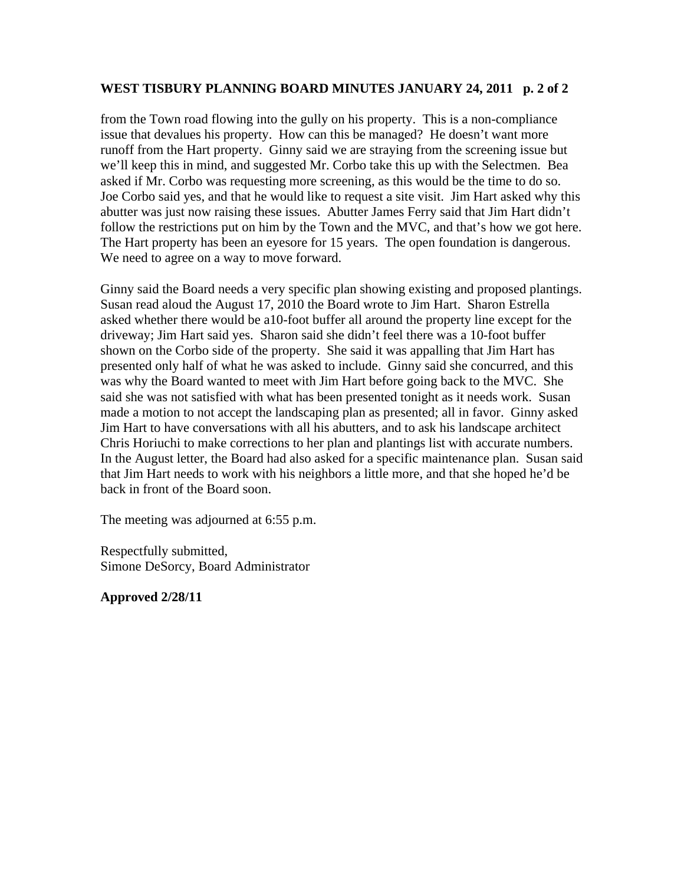from the Town road flowing into the gully on his property. This is a non-compliance issue that devalues his property. How can this be managed? He doesn't want more runoff from the Hart property. Ginny said we are straying from the screening issue but we'll keep this in mind, and suggested Mr. Corbo take this up with the Selectmen. Bea asked if Mr. Corbo was requesting more screening, as this would be the time to do so. Joe Corbo said yes, and that he would like to request a site visit. Jim Hart asked why this abutter was just now raising these issues. Abutter James Ferry said that Jim Hart didn't follow the restrictions put on him by the Town and the MVC, and that's how we got here. The Hart property has been an eyesore for 15 years. The open foundation is dangerous. We need to agree on a way to move forward.

Ginny said the Board needs a very specific plan showing existing and proposed plantings. Susan read aloud the August 17, 2010 the Board wrote to Jim Hart. Sharon Estrella asked whether there would be a10-foot buffer all around the property line except for the driveway; Jim Hart said yes. Sharon said she didn't feel there was a 10-foot buffer shown on the Corbo side of the property. She said it was appalling that Jim Hart has presented only half of what he was asked to include. Ginny said she concurred, and this was why the Board wanted to meet with Jim Hart before going back to the MVC. She said she was not satisfied with what has been presented tonight as it needs work. Susan made a motion to not accept the landscaping plan as presented; all in favor. Ginny asked Jim Hart to have conversations with all his abutters, and to ask his landscape architect Chris Horiuchi to make corrections to her plan and plantings list with accurate numbers. In the August letter, the Board had also asked for a specific maintenance plan. Susan said that Jim Hart needs to work with his neighbors a little more, and that she hoped he'd be back in front of the Board soon.

The meeting was adjourned at 6:55 p.m.

Respectfully submitted,
Simone DeSorcy, Board Administrator

**Approved 2/28/11**